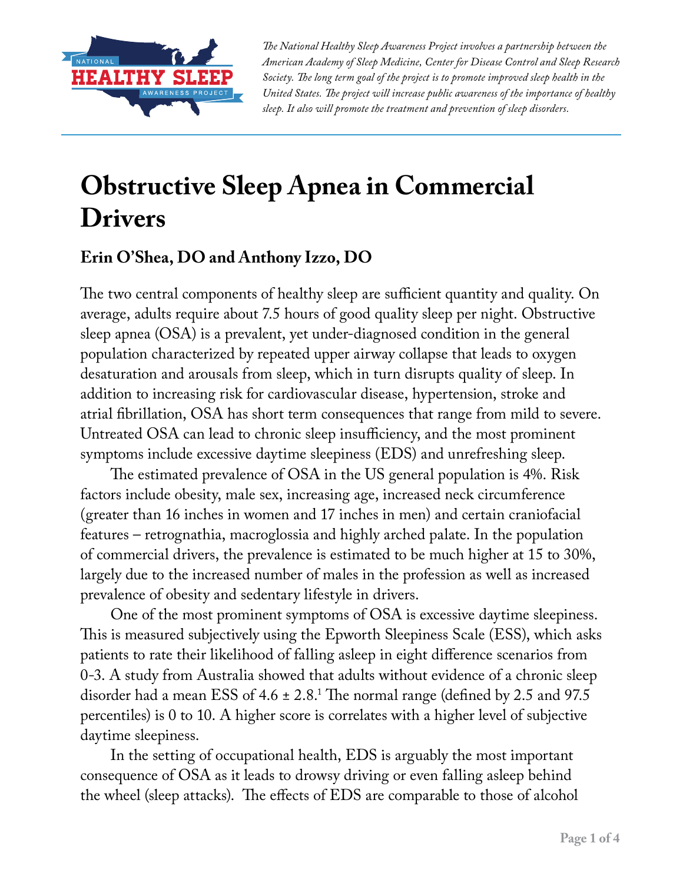*The National Healthy Sleep Awareness Project involves a partnership between the American Academy of Sleep Medicine, Center for Disease Control and Sleep Research Society. The long term goal of the project is to promote improved sleep health in the United States. The project will increase public awareness of the importance of healthy sleep. It also will promote the treatment and prevention of sleep disorders.*

# Obstructive Sleep Apnea in Commercial Drivers

## Erin O'Shea, DO and Anthony Izzo, DO

The two central components of healthy sleep are sufficient quantity and quality. On average, adults require about 7.5 hours of good quality sleep per night. Obstructive sleep apnea (OSA) is a prevalent, yet under-diagnosed condition in the general population characterized by repeated upper airway collapse that leads to oxygen desaturation and arousals from sleep, which in turn disrupts quality of sleep. In addition to increasing risk for cardiovascular disease, hypertension, stroke and atrial fibrillation, OSA has short term consequences that range from mild to severe. Untreated OSA can lead to chronic sleep insufficiency, and the most prominent symptoms include excessive daytime sleepiness (EDS) and unrefreshing sleep.

The estimated prevalence of OSA in the US general population is 4%. Risk factors include obesity, male sex, increasing age, increased neck circumference (greater than 16 inches in women and 17 inches in men) and certain craniofacial features – retrognathia, macroglossia and highly arched palate. In the population of commercial drivers, the prevalence is estimated to be much higher at 15 to 30%, largely due to the increased number of males in the profession as well as increased prevalence of obesity and sedentary lifestyle in drivers.

One of the most prominent symptoms of OSA is excessive daytime sleepiness. This is measured subjectively using the Epworth Sleepiness Scale (ESS), which asks patients to rate their likelihood of falling asleep in eight difference scenarios from 0-3. A study from Australia showed that adults without evidence of a chronic sleep disorder had a mean ESS of 4.6 ± 2.8.[1] The normal range (defined by 2.5 and 97.5 percentiles) is 0 to 10. A higher score is correlates with a higher level of subjective daytime sleepiness.

In the setting of occupational health, EDS is arguably the most important consequence of OSA as it leads to drowsy driving or even falling asleep behind the wheel (sleep attacks). The effects of EDS are comparable to those of alcohol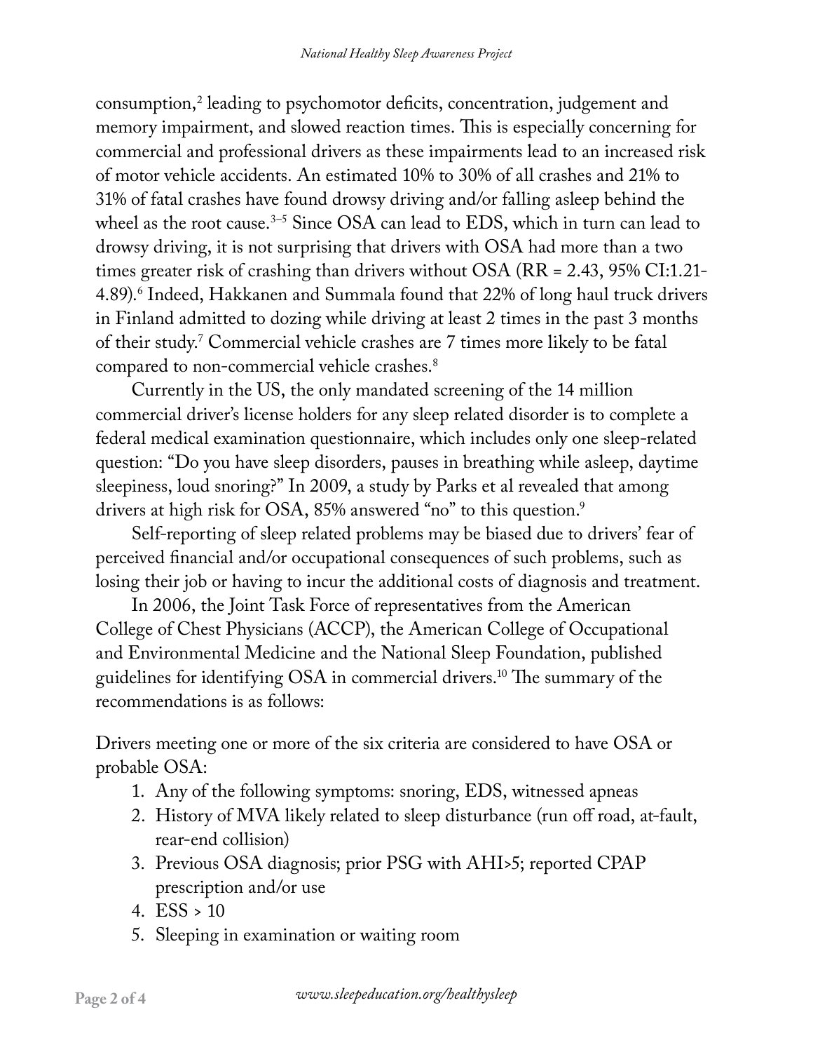consumption,[2] leading to psychomotor deficits, concentration, judgement and memory impairment, and slowed reaction times. This is especially concerning for commercial and professional drivers as these impairments lead to an increased risk of motor vehicle accidents. An estimated 10% to 30% of all crashes and 21% to 31% of fatal crashes have found drowsy driving and/or falling asleep behind the wheel as the root cause.[3–5] Since OSA can lead to EDS, which in turn can lead to drowsy driving, it is not surprising that drivers with OSA had more than a two times greater risk of crashing than drivers without OSA (RR = 2.43, 95% CI:1.21-4.89).[6] Indeed, Hakkanen and Summala found that 22% of long haul truck drivers in Finland admitted to dozing while driving at least 2 times in the past 3 months of their study.[7] Commercial vehicle crashes are 7 times more likely to be fatal compared to non-commercial vehicle crashes.[8]

Currently in the US, the only mandated screening of the 14 million commercial driver's license holders for any sleep related disorder is to complete a federal medical examination questionnaire, which includes only one sleep-related question: "Do you have sleep disorders, pauses in breathing while asleep, daytime sleepiness, loud snoring?" In 2009, a study by Parks et al revealed that among drivers at high risk for OSA, 85% answered "no" to this question.[9]

Self-reporting of sleep related problems may be biased due to drivers' fear of perceived financial and/or occupational consequences of such problems, such as losing their job or having to incur the additional costs of diagnosis and treatment.

In 2006, the Joint Task Force of representatives from the American College of Chest Physicians (ACCP), the American College of Occupational and Environmental Medicine and the National Sleep Foundation, published guidelines for identifying OSA in commercial drivers.[10] The summary of the recommendations is as follows:

Drivers meeting one or more of the six criteria are considered to have OSA or probable OSA:

1. Any of the following symptoms: snoring, EDS, witnessed apneas
2. History of MVA likely related to sleep disturbance (run off road, at-fault, rear-end collision)
3. Previous OSA diagnosis; prior PSG with AHI>5; reported CPAP prescription and/or use
4. ESS > 10
5. Sleeping in examination or waiting room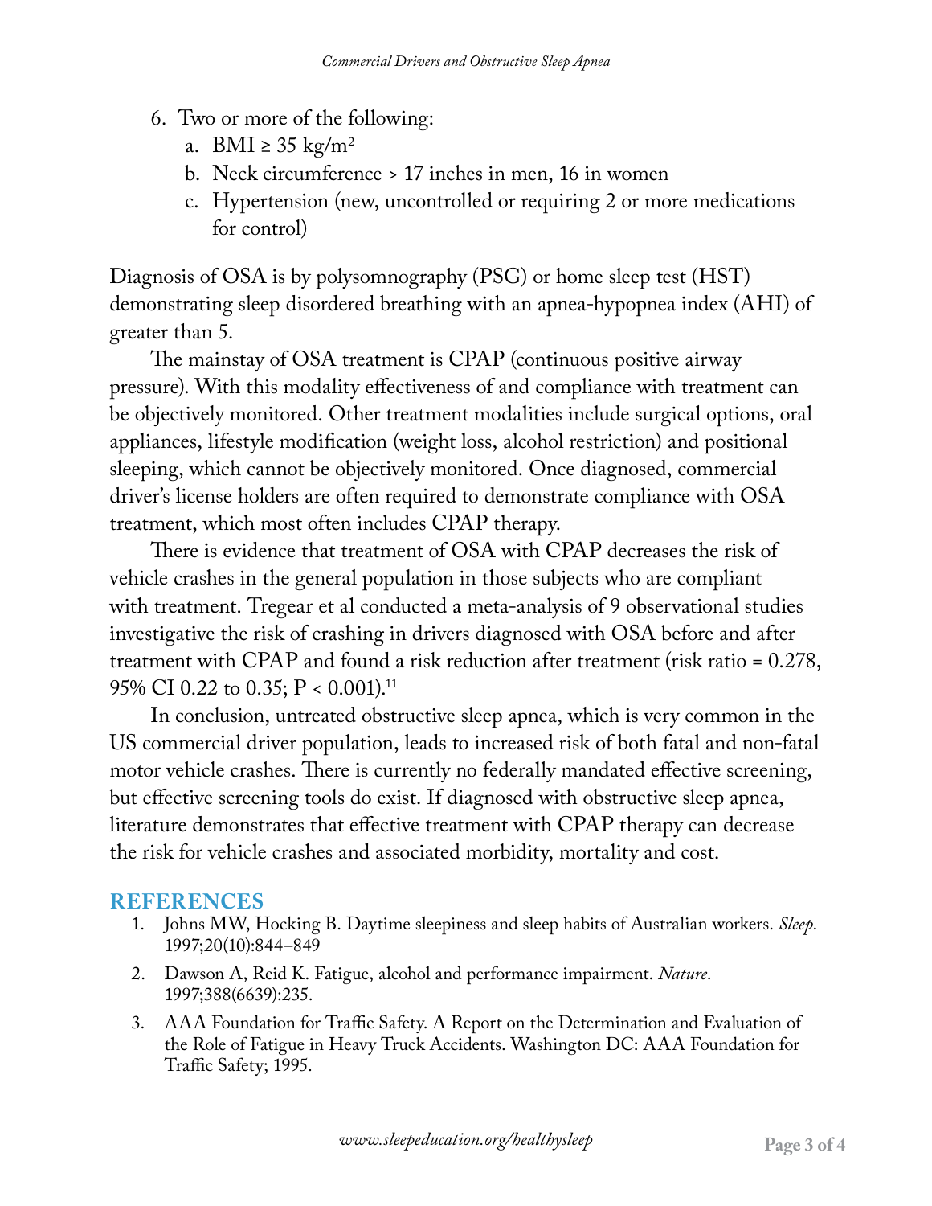6. Two or more of the following:
   a. BMI ≥ 35 $kg/m^2$
   b. Neck circumference > 17 inches in men, 16 in women
   c. Hypertension (new, uncontrolled or requiring 2 or more medications for control)

Diagnosis of OSA is by polysomnography (PSG) or home sleep test (HST) demonstrating sleep disordered breathing with an apnea-hypopnea index (AHI) of greater than 5.

The mainstay of OSA treatment is CPAP (continuous positive airway pressure). With this modality effectiveness of and compliance with treatment can be objectively monitored. Other treatment modalities include surgical options, oral appliances, lifestyle modification (weight loss, alcohol restriction) and positional sleeping, which cannot be objectively monitored. Once diagnosed, commercial driver's license holders are often required to demonstrate compliance with OSA treatment, which most often includes CPAP therapy.

There is evidence that treatment of OSA with CPAP decreases the risk of vehicle crashes in the general population in those subjects who are compliant with treatment. Tregear et al conducted a meta-analysis of 9 observational studies investigative the risk of crashing in drivers diagnosed with OSA before and after treatment with CPAP and found a risk reduction after treatment (risk ratio = 0.278, 95% CI 0.22 to 0.35; $P < 0.001$).[11]

In conclusion, untreated obstructive sleep apnea, which is very common in the US commercial driver population, leads to increased risk of both fatal and non-fatal motor vehicle crashes. There is currently no federally mandated effective screening, but effective screening tools do exist. If diagnosed with obstructive sleep apnea, literature demonstrates that effective treatment with CPAP therapy can decrease the risk for vehicle crashes and associated morbidity, mortality and cost.

## REFERENCES

1. Johns MW, Hocking B. Daytime sleepiness and sleep habits of Australian workers. *Sleep*. 1997;20(10):844–849
2. Dawson A, Reid K. Fatigue, alcohol and performance impairment. *Nature*. 1997;388(6639):235.
3. AAA Foundation for Traffic Safety. A Report on the Determination and Evaluation of the Role of Fatigue in Heavy Truck Accidents. Washington DC: AAA Foundation for Traffic Safety; 1995.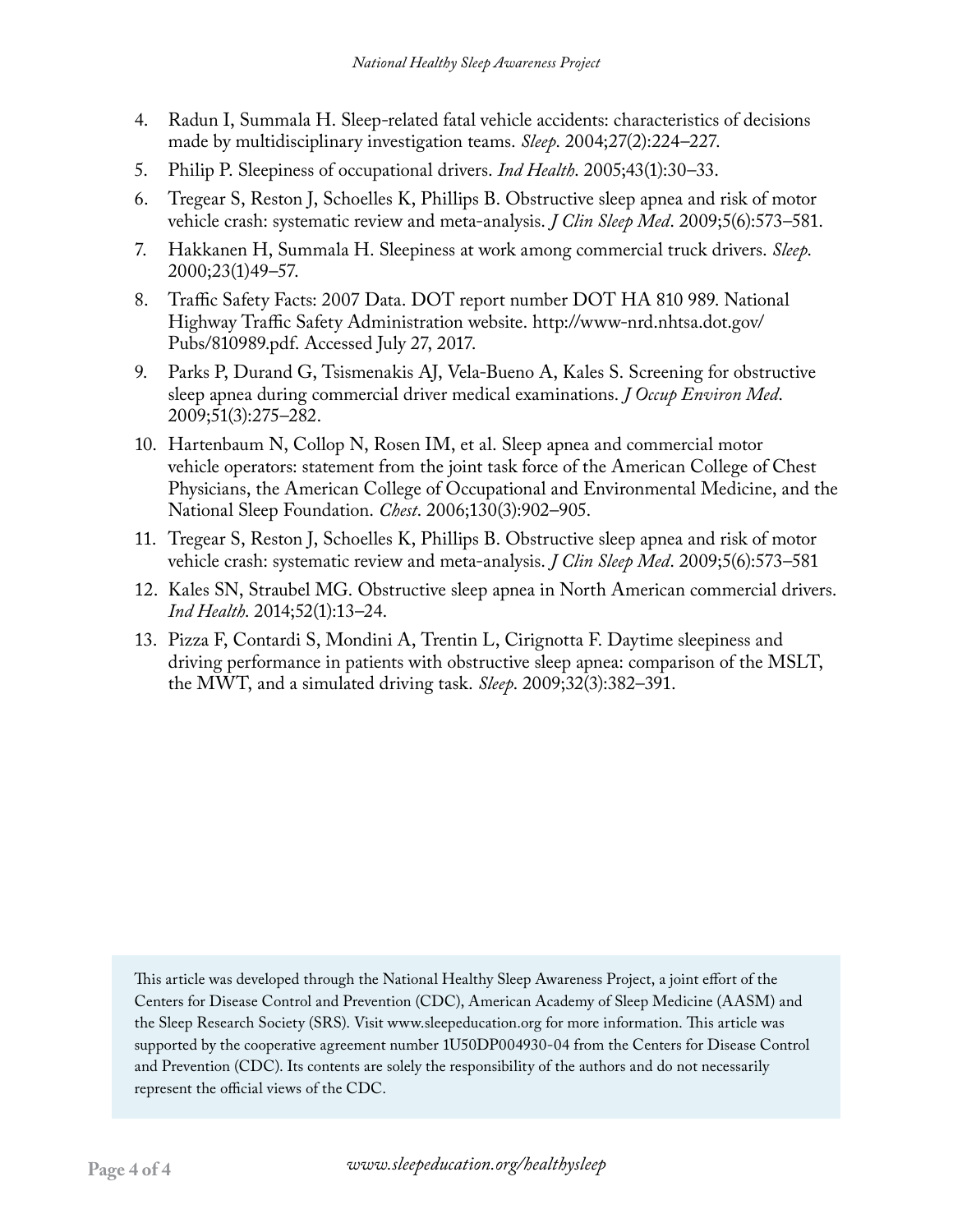4. Radun I, Summala H. Sleep-related fatal vehicle accidents: characteristics of decisions made by multidisciplinary investigation teams. *Sleep*. 2004;27(2):224–227.
5. Philip P. Sleepiness of occupational drivers. *Ind Health*. 2005;43(1):30–33.
6. Tregear S, Reston J, Schoelles K, Phillips B. Obstructive sleep apnea and risk of motor vehicle crash: systematic review and meta-analysis. *J Clin Sleep Med*. 2009;5(6):573–581.
7. Hakkanen H, Summala H. Sleepiness at work among commercial truck drivers. *Sleep*. 2000;23(1)49–57.
8. Traffic Safety Facts: 2007 Data. DOT report number DOT HA 810 989. National Highway Traffic Safety Administration website. http://www-nrd.nhtsa.dot.gov/Pubs/810989.pdf. Accessed July 27, 2017.
9. Parks P, Durand G, Tsismenakis AJ, Vela-Bueno A, Kales S. Screening for obstructive sleep apnea during commercial driver medical examinations. *J Occup Environ Med*. 2009;51(3):275–282.
10. Hartenbaum N, Collop N, Rosen IM, et al. Sleep apnea and commercial motor vehicle operators: statement from the joint task force of the American College of Chest Physicians, the American College of Occupational and Environmental Medicine, and the National Sleep Foundation. *Chest*. 2006;130(3):902–905.
11. Tregear S, Reston J, Schoelles K, Phillips B. Obstructive sleep apnea and risk of motor vehicle crash: systematic review and meta-analysis. *J Clin Sleep Med*. 2009;5(6):573–581
12. Kales SN, Straubel MG. Obstructive sleep apnea in North American commercial drivers. *Ind Health*. 2014;52(1):13–24.
13. Pizza F, Contardi S, Mondini A, Trentin L, Cirignotta F. Daytime sleepiness and driving performance in patients with obstructive sleep apnea: comparison of the MSLT, the MWT, and a simulated driving task. *Sleep*. 2009;32(3):382–391.

This article was developed through the National Healthy Sleep Awareness Project, a joint effort of the Centers for Disease Control and Prevention (CDC), American Academy of Sleep Medicine (AASM) and the Sleep Research Society (SRS). Visit www.sleepeducation.org for more information. This article was supported by the cooperative agreement number 1U50DP004930-04 from the Centers for Disease Control and Prevention (CDC). Its contents are solely the responsibility of the authors and do not necessarily represent the official views of the CDC.